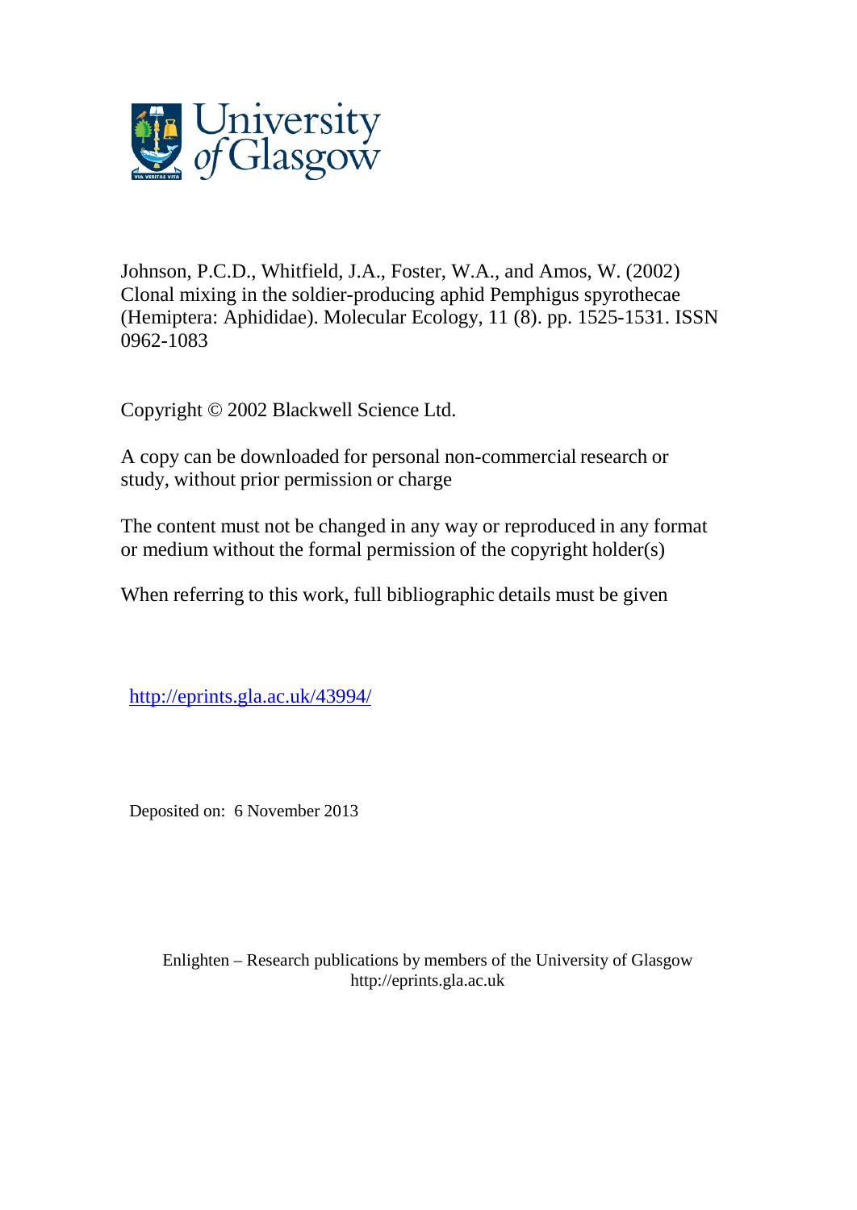University of Glasgow

Johnson, P.C.D., Whitfield, J.A., Foster, W.A., and Amos, W. (2002) Clonal mixing in the soldier-producing aphid Pemphigus spyrothecae (Hemiptera: Aphididae). Molecular Ecology, 11 (8). pp. 1525-1531. ISSN 0962-1083

Copyright © 2002 Blackwell Science Ltd.

A copy can be downloaded for personal non-commercial research or study, without prior permission or charge

The content must not be changed in any way or reproduced in any format or medium without the formal permission of the copyright holder(s)

When referring to this work, full bibliographic details must be given

http://eprints.gla.ac.uk/43994/

Deposited on: 6 November 2013

Enlighten – Research publications by members of the University of Glasgow
http://eprints.gla.ac.uk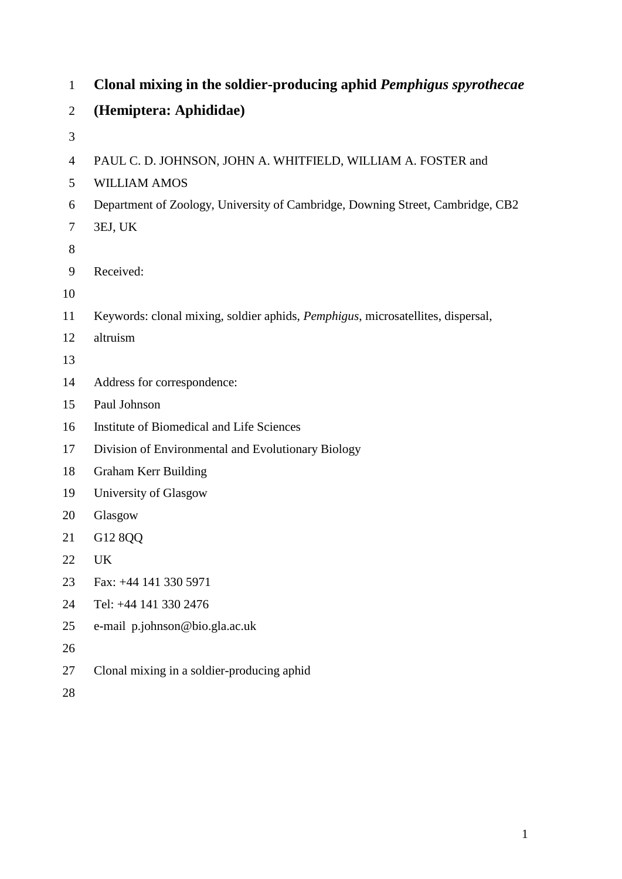# Clonal mixing in the soldier-producing aphid *Pemphigus spyrothecae* (Hemiptera: Aphididae)

PAUL C. D. JOHNSON, JOHN A. WHITFIELD, WILLIAM A. FOSTER and WILLIAM AMOS

Department of Zoology, University of Cambridge, Downing Street, Cambridge, CB2 3EJ, UK

Received:

Keywords: clonal mixing, soldier aphids, *Pemphigus*, microsatellites, dispersal, altruism

Address for correspondence:
Paul Johnson
Institute of Biomedical and Life Sciences
Division of Environmental and Evolutionary Biology
Graham Kerr Building
University of Glasgow
Glasgow
G12 8QQ
UK
Fax: +44 141 330 5971
Tel: +44 141 330 2476
e-mail p.johnson@bio.gla.ac.uk

Clonal mixing in a soldier-producing aphid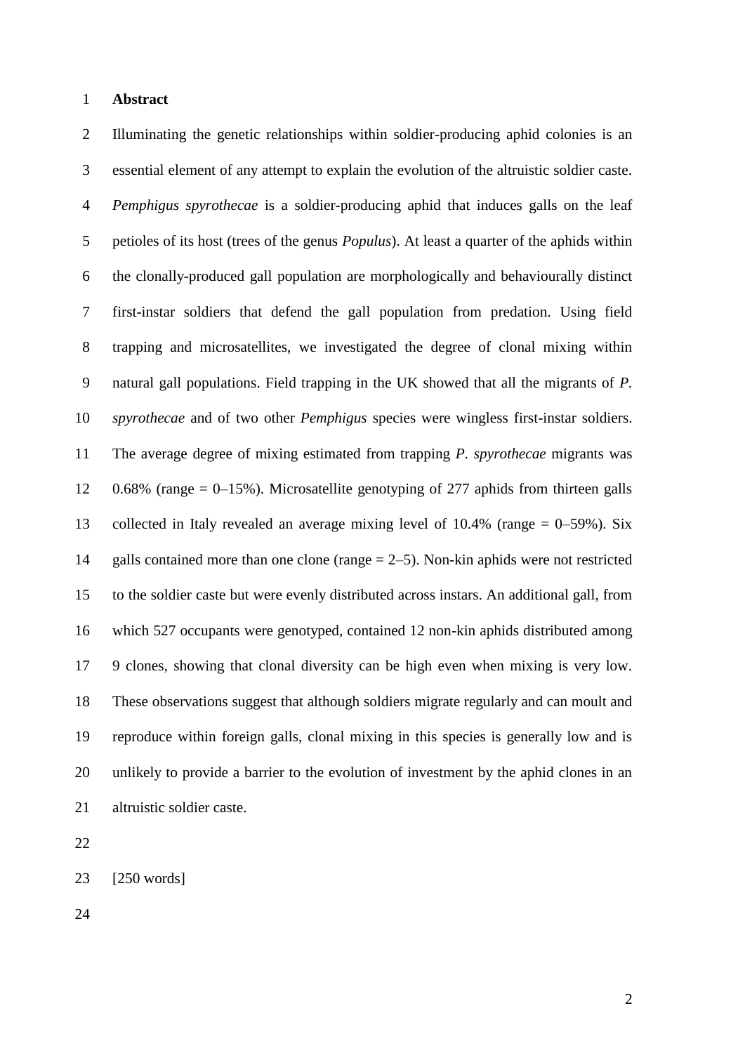## Abstract

Illuminating the genetic relationships within soldier-producing aphid colonies is an essential element of any attempt to explain the evolution of the altruistic soldier caste. *Pemphigus spyrothecae* is a soldier-producing aphid that induces galls on the leaf petioles of its host (trees of the genus *Populus*). At least a quarter of the aphids within the clonally-produced gall population are morphologically and behaviourally distinct first-instar soldiers that defend the gall population from predation. Using field trapping and microsatellites, we investigated the degree of clonal mixing within natural gall populations. Field trapping in the UK showed that all the migrants of *P. spyrothecae* and of two other *Pemphigus* species were wingless first-instar soldiers. The average degree of mixing estimated from trapping *P. spyrothecae* migrants was 0.68% (range = 0–15%). Microsatellite genotyping of 277 aphids from thirteen galls collected in Italy revealed an average mixing level of 10.4% (range = 0–59%). Six galls contained more than one clone (range = 2–5). Non-kin aphids were not restricted to the soldier caste but were evenly distributed across instars. An additional gall, from which 527 occupants were genotyped, contained 12 non-kin aphids distributed among 9 clones, showing that clonal diversity can be high even when mixing is very low. These observations suggest that although soldiers migrate regularly and can moult and reproduce within foreign galls, clonal mixing in this species is generally low and is unlikely to provide a barrier to the evolution of investment by the aphid clones in an altruistic soldier caste.

[250 words]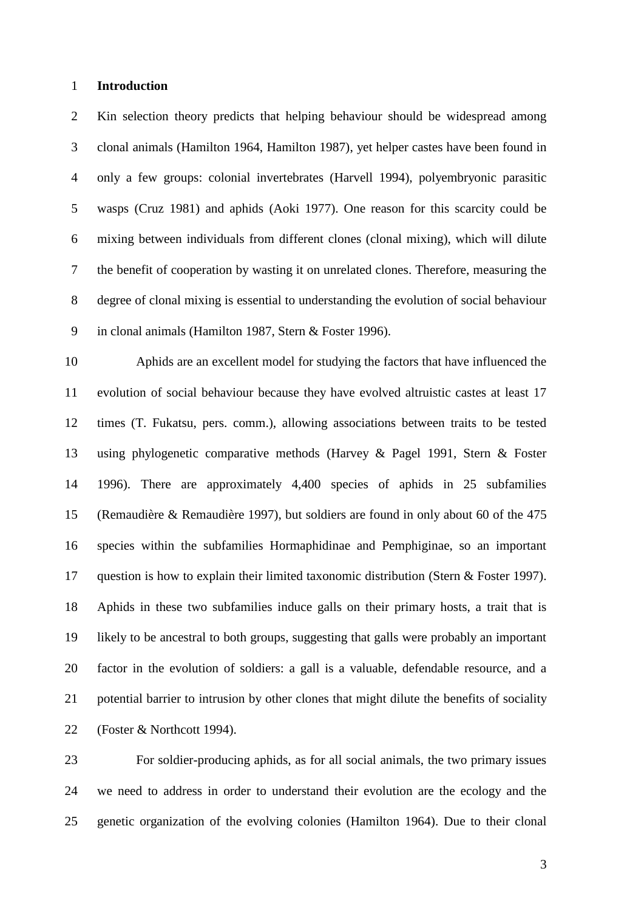# Introduction

Kin selection theory predicts that helping behaviour should be widespread among clonal animals (Hamilton 1964, Hamilton 1987), yet helper castes have been found in only a few groups: colonial invertebrates (Harvell 1994), polyembryonic parasitic wasps (Cruz 1981) and aphids (Aoki 1977). One reason for this scarcity could be mixing between individuals from different clones (clonal mixing), which will dilute the benefit of cooperation by wasting it on unrelated clones. Therefore, measuring the degree of clonal mixing is essential to understanding the evolution of social behaviour in clonal animals (Hamilton 1987, Stern & Foster 1996).

Aphids are an excellent model for studying the factors that have influenced the evolution of social behaviour because they have evolved altruistic castes at least 17 times (T. Fukatsu, pers. comm.), allowing associations between traits to be tested using phylogenetic comparative methods (Harvey & Pagel 1991, Stern & Foster 1996). There are approximately 4,400 species of aphids in 25 subfamilies (Remaudière & Remaudière 1997), but soldiers are found in only about 60 of the 475 species within the subfamilies Hormaphidinae and Pemphiginae, so an important question is how to explain their limited taxonomic distribution (Stern & Foster 1997). Aphids in these two subfamilies induce galls on their primary hosts, a trait that is likely to be ancestral to both groups, suggesting that galls were probably an important factor in the evolution of soldiers: a gall is a valuable, defendable resource, and a potential barrier to intrusion by other clones that might dilute the benefits of sociality (Foster & Northcott 1994).

For soldier-producing aphids, as for all social animals, the two primary issues we need to address in order to understand their evolution are the ecology and the genetic organization of the evolving colonies (Hamilton 1964). Due to their clonal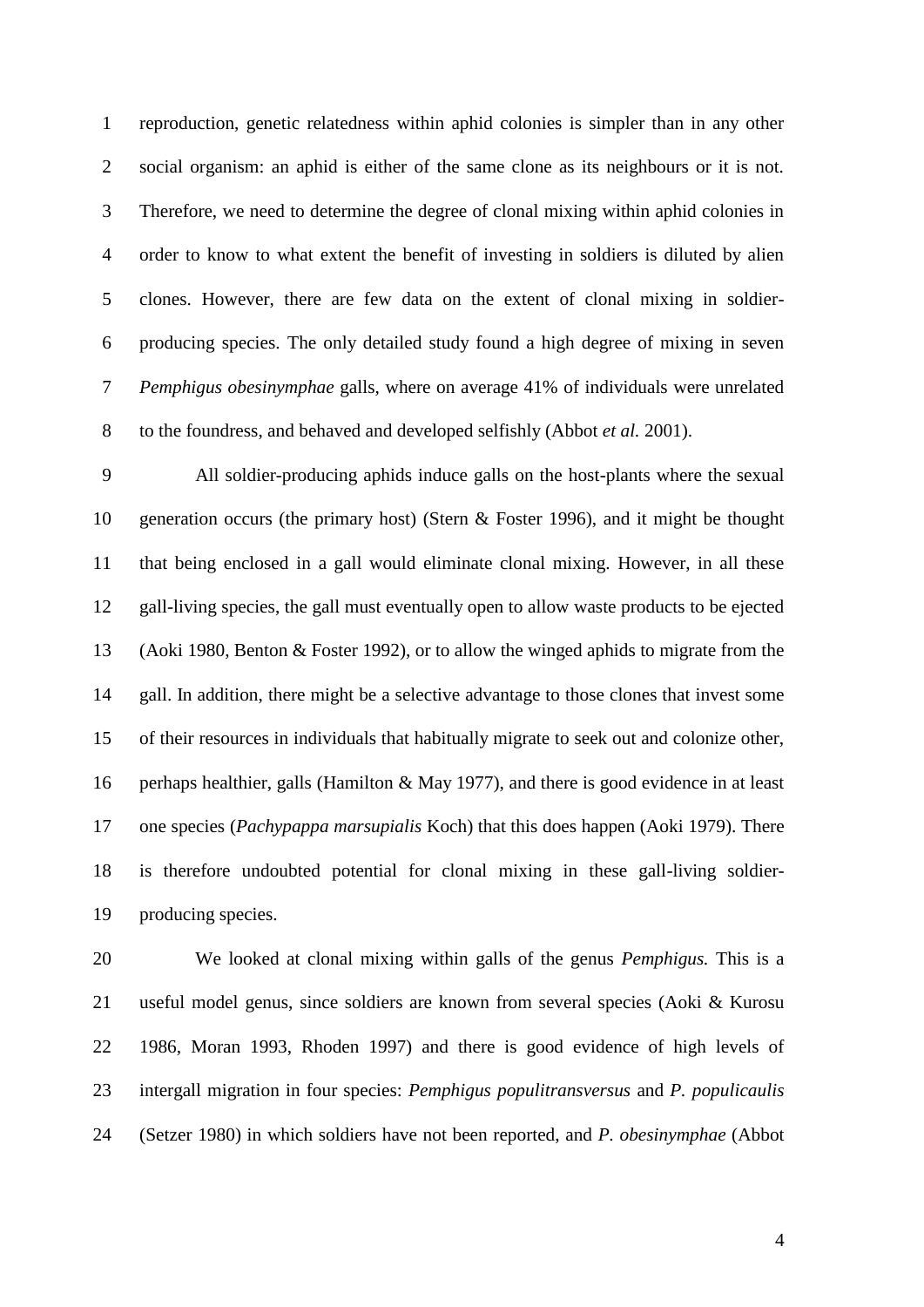reproduction, genetic relatedness within aphid colonies is simpler than in any other social organism: an aphid is either of the same clone as its neighbours or it is not. Therefore, we need to determine the degree of clonal mixing within aphid colonies in order to know to what extent the benefit of investing in soldiers is diluted by alien clones. However, there are few data on the extent of clonal mixing in soldier-producing species. The only detailed study found a high degree of mixing in seven *Pemphigus obesinymphae* galls, where on average 41% of individuals were unrelated to the foundress, and behaved and developed selfishly (Abbot *et al.* 2001).

All soldier-producing aphids induce galls on the host-plants where the sexual generation occurs (the primary host) (Stern & Foster 1996), and it might be thought that being enclosed in a gall would eliminate clonal mixing. However, in all these gall-living species, the gall must eventually open to allow waste products to be ejected (Aoki 1980, Benton & Foster 1992), or to allow the winged aphids to migrate from the gall. In addition, there might be a selective advantage to those clones that invest some of their resources in individuals that habitually migrate to seek out and colonize other, perhaps healthier, galls (Hamilton & May 1977), and there is good evidence in at least one species (*Pachypappa marsupialis* Koch) that this does happen (Aoki 1979). There is therefore undoubted potential for clonal mixing in these gall-living soldier-producing species.

We looked at clonal mixing within galls of the genus *Pemphigus.* This is a useful model genus, since soldiers are known from several species (Aoki & Kurosu 1986, Moran 1993, Rhoden 1997) and there is good evidence of high levels of intergall migration in four species: *Pemphigus populitransversus* and *P. populicaulis* (Setzer 1980) in which soldiers have not been reported, and *P. obesinymphae* (Abbot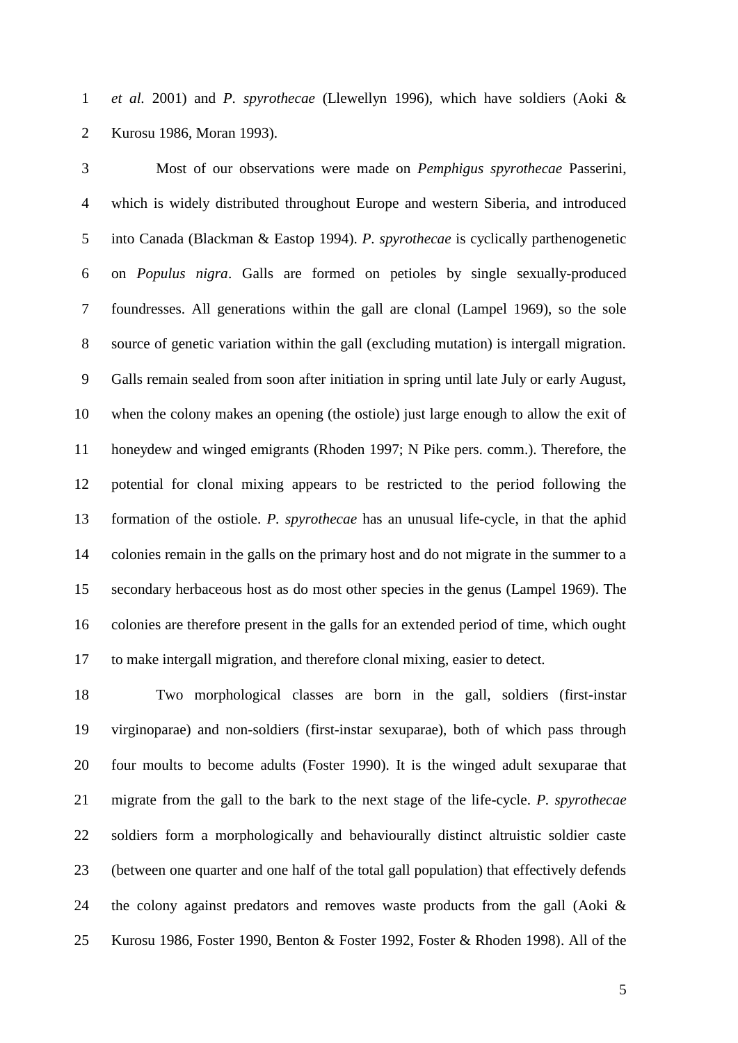*et al.* 2001) and *P. spyrothecae* (Llewellyn 1996), which have soldiers (Aoki & Kurosu 1986, Moran 1993).

Most of our observations were made on *Pemphigus spyrothecae* Passerini, which is widely distributed throughout Europe and western Siberia, and introduced into Canada (Blackman & Eastop 1994). *P. spyrothecae* is cyclically parthenogenetic on *Populus nigra*. Galls are formed on petioles by single sexually-produced foundresses. All generations within the gall are clonal (Lampel 1969), so the sole source of genetic variation within the gall (excluding mutation) is intergall migration. Galls remain sealed from soon after initiation in spring until late July or early August, when the colony makes an opening (the ostiole) just large enough to allow the exit of honeydew and winged emigrants (Rhoden 1997; N Pike pers. comm.). Therefore, the potential for clonal mixing appears to be restricted to the period following the formation of the ostiole. *P. spyrothecae* has an unusual life-cycle, in that the aphid colonies remain in the galls on the primary host and do not migrate in the summer to a secondary herbaceous host as do most other species in the genus (Lampel 1969). The colonies are therefore present in the galls for an extended period of time, which ought to make intergall migration, and therefore clonal mixing, easier to detect.

Two morphological classes are born in the gall, soldiers (first-instar virginoparae) and non-soldiers (first-instar sexuparae), both of which pass through four moults to become adults (Foster 1990). It is the winged adult sexuparae that migrate from the gall to the bark to the next stage of the life-cycle. *P. spyrothecae* soldiers form a morphologically and behaviourally distinct altruistic soldier caste (between one quarter and one half of the total gall population) that effectively defends the colony against predators and removes waste products from the gall (Aoki & Kurosu 1986, Foster 1990, Benton & Foster 1992, Foster & Rhoden 1998). All of the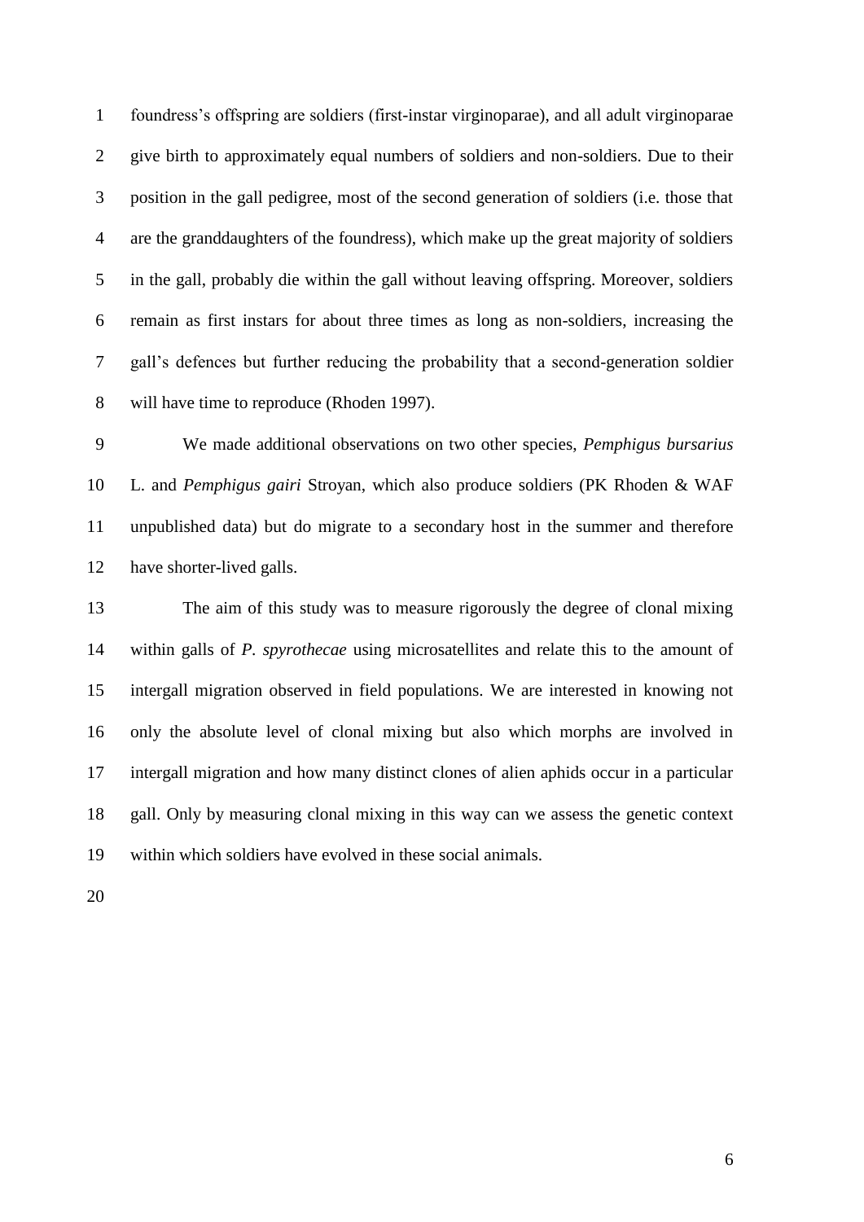foundress's offspring are soldiers (first-instar virginoparae), and all adult virginoparae give birth to approximately equal numbers of soldiers and non-soldiers. Due to their position in the gall pedigree, most of the second generation of soldiers (i.e. those that are the granddaughters of the foundress), which make up the great majority of soldiers in the gall, probably die within the gall without leaving offspring. Moreover, soldiers remain as first instars for about three times as long as non-soldiers, increasing the gall's defences but further reducing the probability that a second-generation soldier will have time to reproduce (Rhoden 1997).

We made additional observations on two other species, *Pemphigus bursarius* L. and *Pemphigus gairi* Stroyan, which also produce soldiers (PK Rhoden & WAF unpublished data) but do migrate to a secondary host in the summer and therefore have shorter-lived galls.

The aim of this study was to measure rigorously the degree of clonal mixing within galls of *P. spyrothecae* using microsatellites and relate this to the amount of intergall migration observed in field populations. We are interested in knowing not only the absolute level of clonal mixing but also which morphs are involved in intergall migration and how many distinct clones of alien aphids occur in a particular gall. Only by measuring clonal mixing in this way can we assess the genetic context within which soldiers have evolved in these social animals.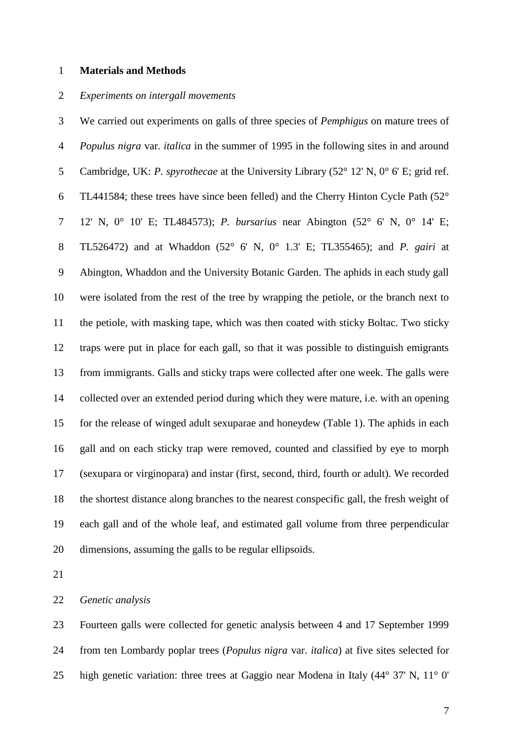## Materials and Methods

### *Experiments on intergall movements*

We carried out experiments on galls of three species of *Pemphigus* on mature trees of *Populus nigra* var. *italica* in the summer of 1995 in the following sites in and around Cambridge, UK: *P. spyrothecae* at the University Library (52° 12' N, 0° 6' E; grid ref. TL441584; these trees have since been felled) and the Cherry Hinton Cycle Path (52° 12' N, 0° 10' E; TL484573); *P. bursarius* near Abington (52° 6' N, 0° 14' E; TL526472) and at Whaddon (52° 6' N, 0° 1.3' E; TL355465); and *P. gairi* at Abington, Whaddon and the University Botanic Garden. The aphids in each study gall were isolated from the rest of the tree by wrapping the petiole, or the branch next to the petiole, with masking tape, which was then coated with sticky Boltac. Two sticky traps were put in place for each gall, so that it was possible to distinguish emigrants from immigrants. Galls and sticky traps were collected after one week. The galls were collected over an extended period during which they were mature, i.e. with an opening for the release of winged adult sexuparae and honeydew (Table 1). The aphids in each gall and on each sticky trap were removed, counted and classified by eye to morph (sexupara or virginopara) and instar (first, second, third, fourth or adult). We recorded the shortest distance along branches to the nearest conspecific gall, the fresh weight of each gall and of the whole leaf, and estimated gall volume from three perpendicular dimensions, assuming the galls to be regular ellipsoids.

### *Genetic analysis*

Fourteen galls were collected for genetic analysis between 4 and 17 September 1999 from ten Lombardy poplar trees (*Populus nigra* var. *italica*) at five sites selected for high genetic variation: three trees at Gaggio near Modena in Italy (44° 37' N, 11° 0'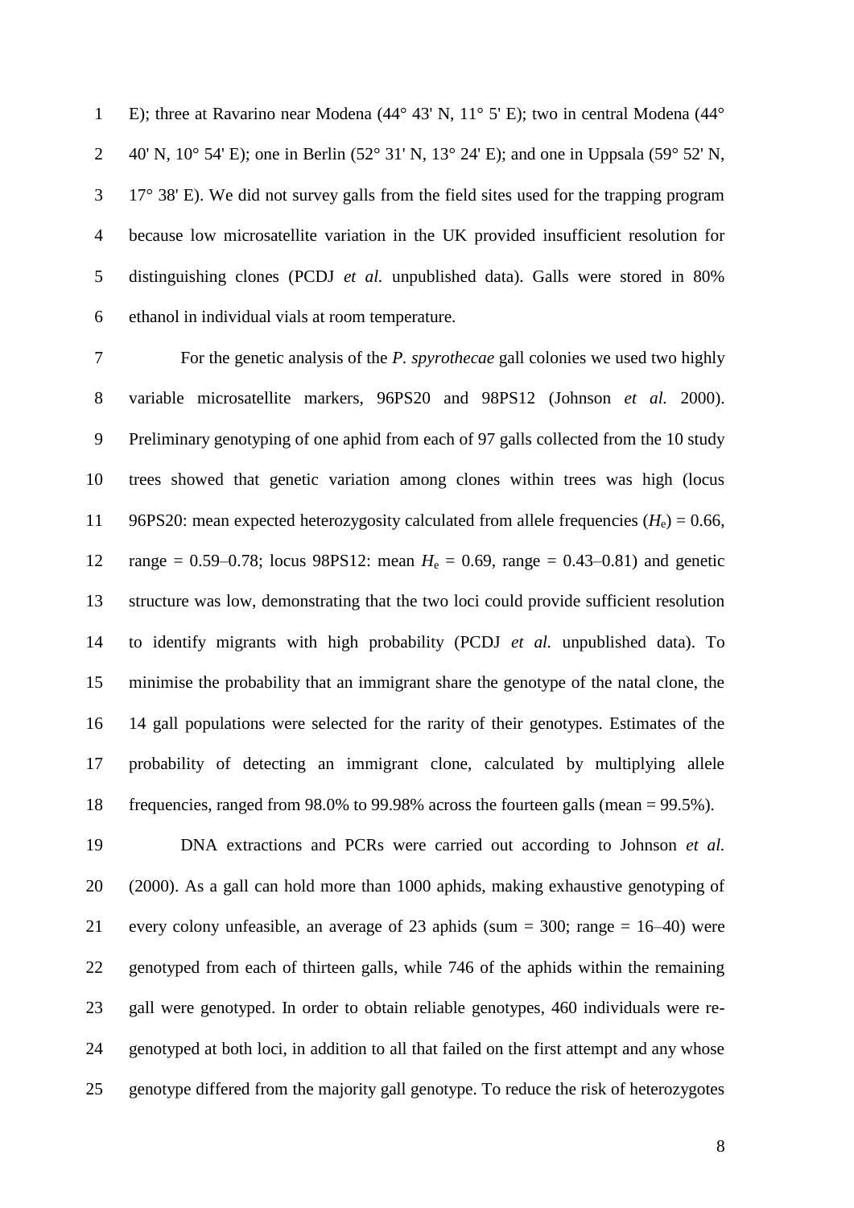E); three at Ravarino near Modena (44° 43' N, 11° 5' E); two in central Modena (44° 40' N, 10° 54' E); one in Berlin (52° 31' N, 13° 24' E); and one in Uppsala (59° 52' N, 17° 38' E). We did not survey galls from the field sites used for the trapping program because low microsatellite variation in the UK provided insufficient resolution for distinguishing clones (PCDJ *et al.* unpublished data). Galls were stored in 80% ethanol in individual vials at room temperature.

For the genetic analysis of the *P. spyrothecae* gall colonies we used two highly variable microsatellite markers, 96PS20 and 98PS12 (Johnson *et al.* 2000). Preliminary genotyping of one aphid from each of 97 galls collected from the 10 study trees showed that genetic variation among clones within trees was high (locus 96PS20: mean expected heterozygosity calculated from allele frequencies ($H_e$) = 0.66, range = 0.59–0.78; locus 98PS12: mean $H_e$ = 0.69, range = 0.43–0.81) and genetic structure was low, demonstrating that the two loci could provide sufficient resolution to identify migrants with high probability (PCDJ *et al.* unpublished data). To minimise the probability that an immigrant share the genotype of the natal clone, the 14 gall populations were selected for the rarity of their genotypes. Estimates of the probability of detecting an immigrant clone, calculated by multiplying allele frequencies, ranged from 98.0% to 99.98% across the fourteen galls (mean = 99.5%).

DNA extractions and PCRs were carried out according to Johnson *et al.* (2000). As a gall can hold more than 1000 aphids, making exhaustive genotyping of every colony unfeasible, an average of 23 aphids (sum = 300; range = 16–40) were genotyped from each of thirteen galls, while 746 of the aphids within the remaining gall were genotyped. In order to obtain reliable genotypes, 460 individuals were re-genotyped at both loci, in addition to all that failed on the first attempt and any whose genotype differed from the majority gall genotype. To reduce the risk of heterozygotes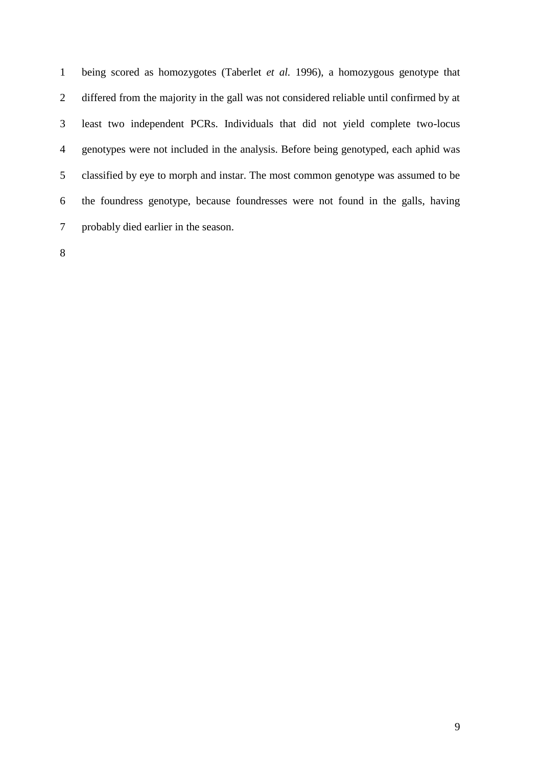being scored as homozygotes (Taberlet *et al.* 1996), a homozygous genotype that differed from the majority in the gall was not considered reliable until confirmed by at least two independent PCRs. Individuals that did not yield complete two-locus genotypes were not included in the analysis. Before being genotyped, each aphid was classified by eye to morph and instar. The most common genotype was assumed to be the foundress genotype, because foundresses were not found in the galls, having probably died earlier in the season.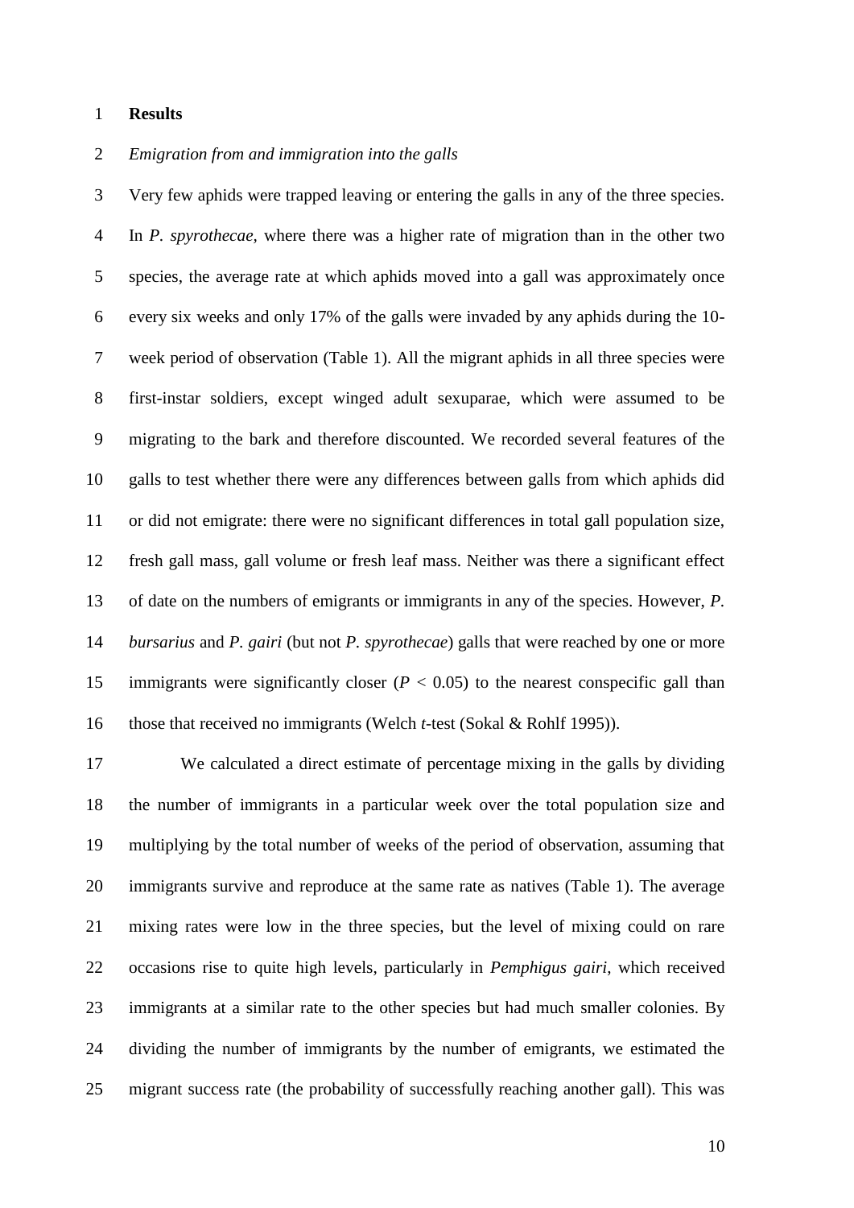## Results

### *Emigration from and immigration into the galls*

Very few aphids were trapped leaving or entering the galls in any of the three species. In *P. spyrothecae,* where there was a higher rate of migration than in the other two species, the average rate at which aphids moved into a gall was approximately once every six weeks and only 17% of the galls were invaded by any aphids during the 10-week period of observation (Table 1). All the migrant aphids in all three species were first-instar soldiers, except winged adult sexuparae, which were assumed to be migrating to the bark and therefore discounted. We recorded several features of the galls to test whether there were any differences between galls from which aphids did or did not emigrate: there were no significant differences in total gall population size, fresh gall mass, gall volume or fresh leaf mass. Neither was there a significant effect of date on the numbers of emigrants or immigrants in any of the species. However, *P. bursarius* and *P. gairi* (but not *P. spyrothecae*) galls that were reached by one or more immigrants were significantly closer ($P < 0.05$) to the nearest conspecific gall than those that received no immigrants (Welch *t*-test (Sokal & Rohlf 1995)).

We calculated a direct estimate of percentage mixing in the galls by dividing the number of immigrants in a particular week over the total population size and multiplying by the total number of weeks of the period of observation, assuming that immigrants survive and reproduce at the same rate as natives (Table 1). The average mixing rates were low in the three species, but the level of mixing could on rare occasions rise to quite high levels, particularly in *Pemphigus gairi*, which received immigrants at a similar rate to the other species but had much smaller colonies. By dividing the number of immigrants by the number of emigrants, we estimated the migrant success rate (the probability of successfully reaching another gall). This was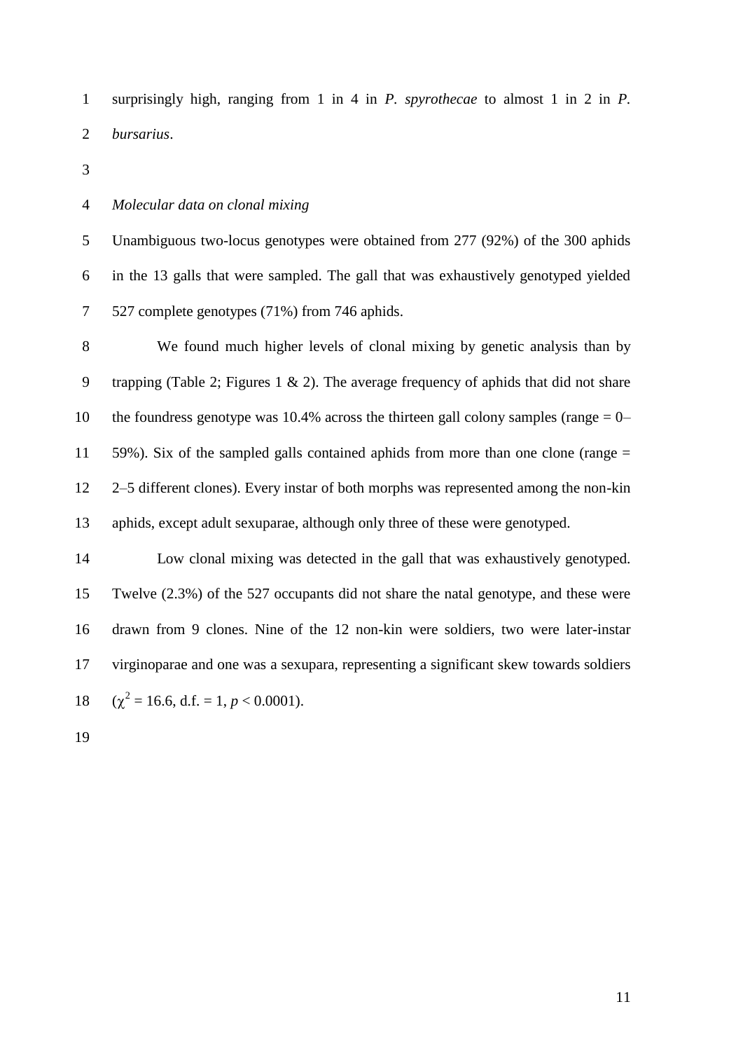surprisingly high, ranging from 1 in 4 in *P. spyrothecae* to almost 1 in 2 in *P. bursarius*.

*Molecular data on clonal mixing*

Unambiguous two-locus genotypes were obtained from 277 (92%) of the 300 aphids in the 13 galls that were sampled. The gall that was exhaustively genotyped yielded 527 complete genotypes (71%) from 746 aphids.

We found much higher levels of clonal mixing by genetic analysis than by trapping (Table 2; Figures 1 & 2). The average frequency of aphids that did not share the foundress genotype was 10.4% across the thirteen gall colony samples (range = 0–59%). Six of the sampled galls contained aphids from more than one clone (range = 2–5 different clones). Every instar of both morphs was represented among the non-kin aphids, except adult sexuparae, although only three of these were genotyped.

Low clonal mixing was detected in the gall that was exhaustively genotyped. Twelve (2.3%) of the 527 occupants did not share the natal genotype, and these were drawn from 9 clones. Nine of the 12 non-kin were soldiers, two were later-instar virginoparae and one was a sexupara, representing a significant skew towards soldiers ($\chi^2 = 16.6$, d.f. = 1, $p < 0.0001$).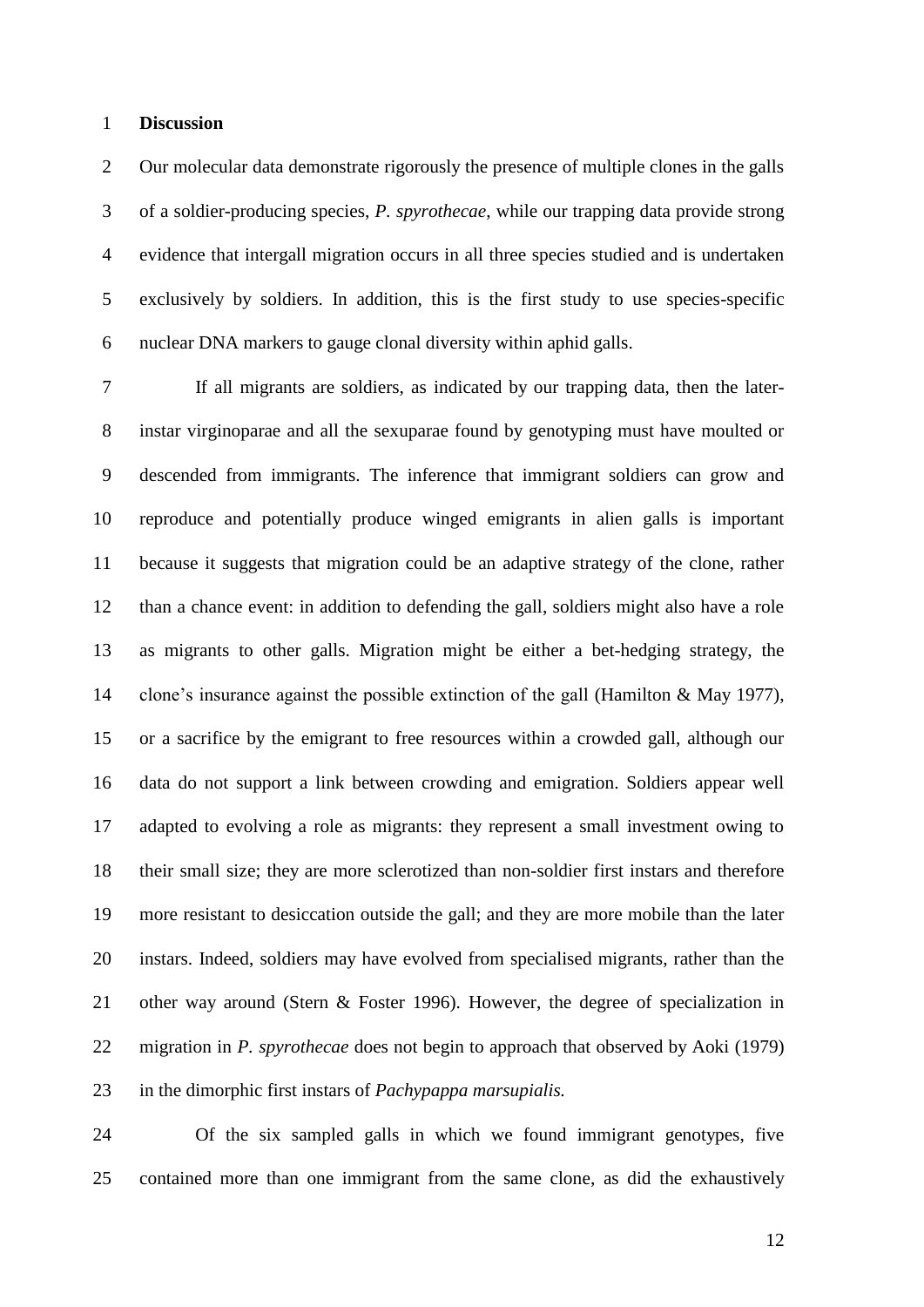## Discussion

Our molecular data demonstrate rigorously the presence of multiple clones in the galls of a soldier-producing species, *P. spyrothecae*, while our trapping data provide strong evidence that intergall migration occurs in all three species studied and is undertaken exclusively by soldiers. In addition, this is the first study to use species-specific nuclear DNA markers to gauge clonal diversity within aphid galls.

If all migrants are soldiers, as indicated by our trapping data, then the later-instar virginoparae and all the sexuparae found by genotyping must have moulted or descended from immigrants. The inference that immigrant soldiers can grow and reproduce and potentially produce winged emigrants in alien galls is important because it suggests that migration could be an adaptive strategy of the clone, rather than a chance event: in addition to defending the gall, soldiers might also have a role as migrants to other galls. Migration might be either a bet-hedging strategy, the clone's insurance against the possible extinction of the gall (Hamilton & May 1977), or a sacrifice by the emigrant to free resources within a crowded gall, although our data do not support a link between crowding and emigration. Soldiers appear well adapted to evolving a role as migrants: they represent a small investment owing to their small size; they are more sclerotized than non-soldier first instars and therefore more resistant to desiccation outside the gall; and they are more mobile than the later instars. Indeed, soldiers may have evolved from specialised migrants, rather than the other way around (Stern & Foster 1996). However, the degree of specialization in migration in *P. spyrothecae* does not begin to approach that observed by Aoki (1979) in the dimorphic first instars of *Pachypappa marsupialis.*

Of the six sampled galls in which we found immigrant genotypes, five contained more than one immigrant from the same clone, as did the exhaustively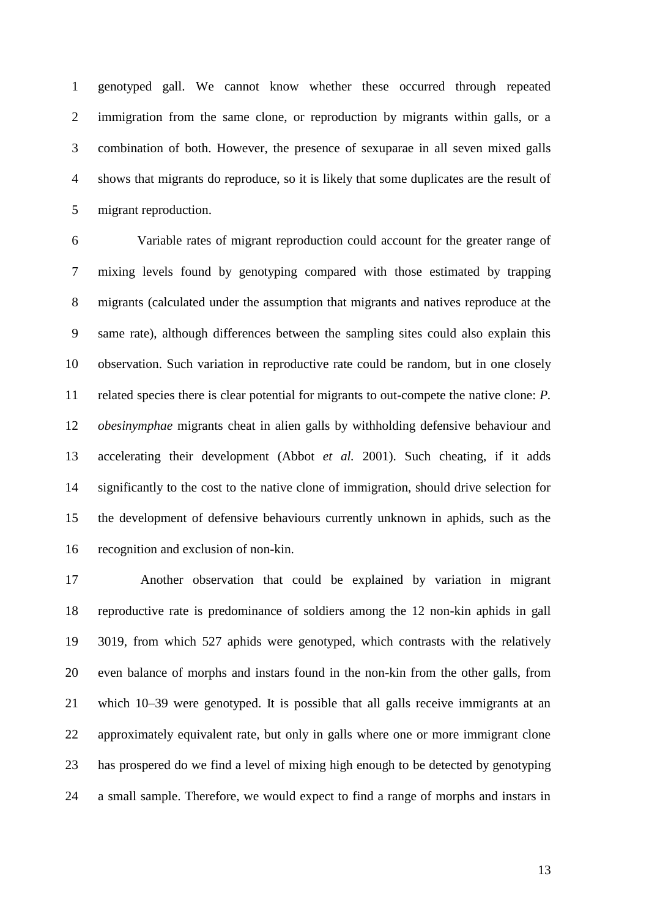genotyped gall. We cannot know whether these occurred through repeated immigration from the same clone, or reproduction by migrants within galls, or a combination of both. However, the presence of sexuparae in all seven mixed galls shows that migrants do reproduce, so it is likely that some duplicates are the result of migrant reproduction.

Variable rates of migrant reproduction could account for the greater range of mixing levels found by genotyping compared with those estimated by trapping migrants (calculated under the assumption that migrants and natives reproduce at the same rate), although differences between the sampling sites could also explain this observation. Such variation in reproductive rate could be random, but in one closely related species there is clear potential for migrants to out-compete the native clone: *P. obesinymphae* migrants cheat in alien galls by withholding defensive behaviour and accelerating their development (Abbot *et al.* 2001). Such cheating, if it adds significantly to the cost to the native clone of immigration, should drive selection for the development of defensive behaviours currently unknown in aphids, such as the recognition and exclusion of non-kin.

Another observation that could be explained by variation in migrant reproductive rate is predominance of soldiers among the 12 non-kin aphids in gall 3019, from which 527 aphids were genotyped, which contrasts with the relatively even balance of morphs and instars found in the non-kin from the other galls, from which 10–39 were genotyped. It is possible that all galls receive immigrants at an approximately equivalent rate, but only in galls where one or more immigrant clone has prospered do we find a level of mixing high enough to be detected by genotyping a small sample. Therefore, we would expect to find a range of morphs and instars in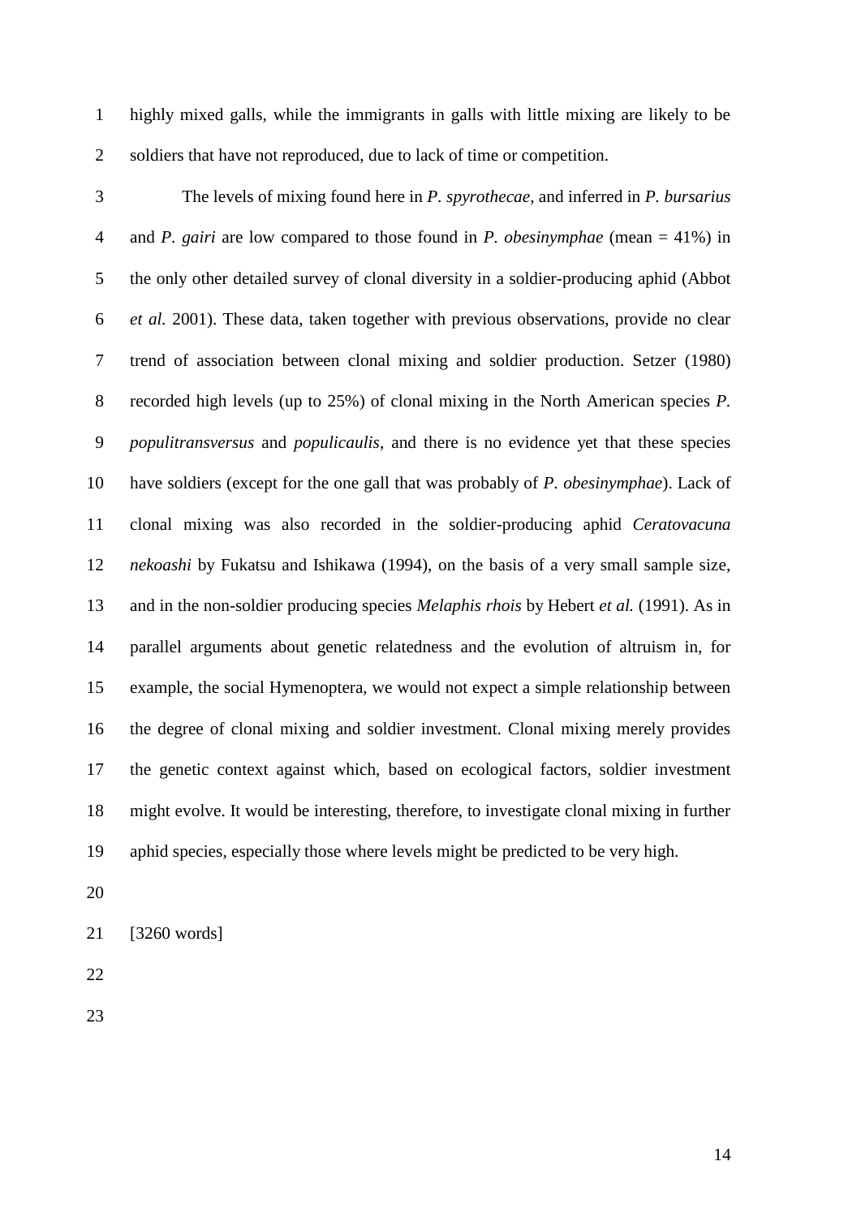highly mixed galls, while the immigrants in galls with little mixing are likely to be soldiers that have not reproduced, due to lack of time or competition.

The levels of mixing found here in *P. spyrothecae*, and inferred in *P. bursarius* and *P. gairi* are low compared to those found in *P. obesinymphae* (mean = 41%) in the only other detailed survey of clonal diversity in a soldier-producing aphid (Abbot *et al.* 2001). These data, taken together with previous observations, provide no clear trend of association between clonal mixing and soldier production. Setzer (1980) recorded high levels (up to 25%) of clonal mixing in the North American species *P. populitransversus* and *populicaulis*, and there is no evidence yet that these species have soldiers (except for the one gall that was probably of *P. obesinymphae*). Lack of clonal mixing was also recorded in the soldier-producing aphid *Ceratovacuna nekoashi* by Fukatsu and Ishikawa (1994), on the basis of a very small sample size, and in the non-soldier producing species *Melaphis rhois* by Hebert *et al.* (1991). As in parallel arguments about genetic relatedness and the evolution of altruism in, for example, the social Hymenoptera, we would not expect a simple relationship between the degree of clonal mixing and soldier investment. Clonal mixing merely provides the genetic context against which, based on ecological factors, soldier investment might evolve. It would be interesting, therefore, to investigate clonal mixing in further aphid species, especially those where levels might be predicted to be very high.

[3260 words]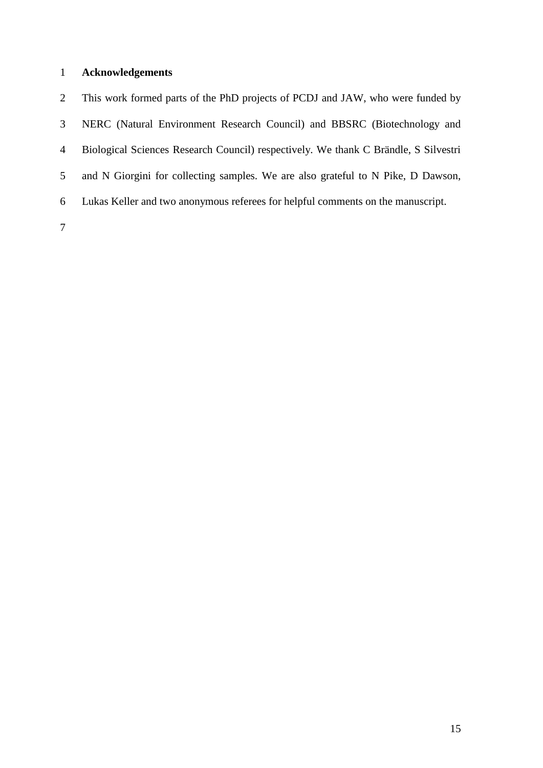## Acknowledgements

This work formed parts of the PhD projects of PCDJ and JAW, who were funded by NERC (Natural Environment Research Council) and BBSRC (Biotechnology and Biological Sciences Research Council) respectively. We thank C Brändle, S Silvestri and N Giorgini for collecting samples. We are also grateful to N Pike, D Dawson, Lukas Keller and two anonymous referees for helpful comments on the manuscript.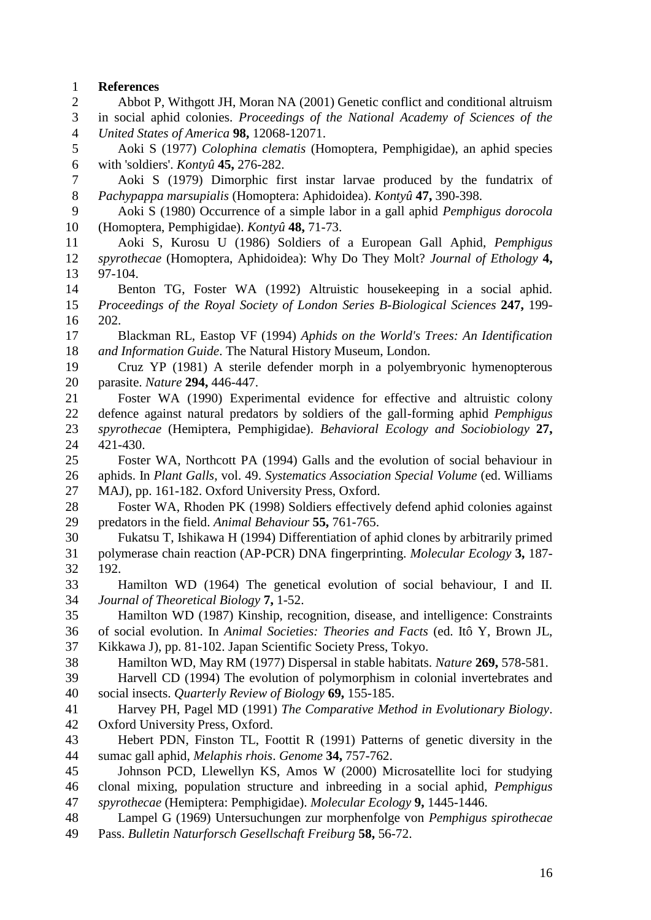# References

Abbot P, Withgott JH, Moran NA (2001) Genetic conflict and conditional altruism in social aphid colonies. *Proceedings of the National Academy of Sciences of the United States of America* **98,** 12068-12071.

Aoki S (1977) *Colophina clematis* (Homoptera, Pemphigidae), an aphid species with 'soldiers'. *Kontyû* **45,** 276-282.

Aoki S (1979) Dimorphic first instar larvae produced by the fundatrix of *Pachypappa marsupialis* (Homoptera: Aphidoidea). *Kontyû* **47,** 390-398.

Aoki S (1980) Occurrence of a simple labor in a gall aphid *Pemphigus dorocola* (Homoptera, Pemphigidae). *Kontyû* **48,** 71-73.

Aoki S, Kurosu U (1986) Soldiers of a European Gall Aphid, *Pemphigus spyrothecae* (Homoptera, Aphidoidea): Why Do They Molt? *Journal of Ethology* **4,** 97-104.

Benton TG, Foster WA (1992) Altruistic housekeeping in a social aphid. *Proceedings of the Royal Society of London Series B-Biological Sciences* **247,** 199-202.

Blackman RL, Eastop VF (1994) *Aphids on the World's Trees: An Identification and Information Guide*. The Natural History Museum, London.

Cruz YP (1981) A sterile defender morph in a polyembryonic hymenopterous parasite. *Nature* **294,** 446-447.

Foster WA (1990) Experimental evidence for effective and altruistic colony defence against natural predators by soldiers of the gall-forming aphid *Pemphigus spyrothecae* (Hemiptera, Pemphigidae). *Behavioral Ecology and Sociobiology* **27,** 421-430.

Foster WA, Northcott PA (1994) Galls and the evolution of social behaviour in aphids. In *Plant Galls*, vol. 49. *Systematics Association Special Volume* (ed. Williams MAJ), pp. 161-182. Oxford University Press, Oxford.

Foster WA, Rhoden PK (1998) Soldiers effectively defend aphid colonies against predators in the field. *Animal Behaviour* **55,** 761-765.

Fukatsu T, Ishikawa H (1994) Differentiation of aphid clones by arbitrarily primed polymerase chain reaction (AP-PCR) DNA fingerprinting. *Molecular Ecology* **3,** 187-192.

Hamilton WD (1964) The genetical evolution of social behaviour, I and II. *Journal of Theoretical Biology* **7,** 1-52.

Hamilton WD (1987) Kinship, recognition, disease, and intelligence: Constraints of social evolution. In *Animal Societies: Theories and Facts* (ed. Itô Y, Brown JL, Kikkawa J), pp. 81-102. Japan Scientific Society Press, Tokyo.

Hamilton WD, May RM (1977) Dispersal in stable habitats. *Nature* **269,** 578-581.

Harvell CD (1994) The evolution of polymorphism in colonial invertebrates and social insects. *Quarterly Review of Biology* **69,** 155-185.

Harvey PH, Pagel MD (1991) *The Comparative Method in Evolutionary Biology*. Oxford University Press, Oxford.

Hebert PDN, Finston TL, Foottit R (1991) Patterns of genetic diversity in the sumac gall aphid, *Melaphis rhois*. *Genome* **34,** 757-762.

Johnson PCD, Llewellyn KS, Amos W (2000) Microsatellite loci for studying clonal mixing, population structure and inbreeding in a social aphid, *Pemphigus spyrothecae* (Hemiptera: Pemphigidae). *Molecular Ecology* **9,** 1445-1446.

Lampel G (1969) Untersuchungen zur morphenfolge von *Pemphigus spirothecae* Pass. *Bulletin Naturforsch Gesellschaft Freiburg* **58,** 56-72.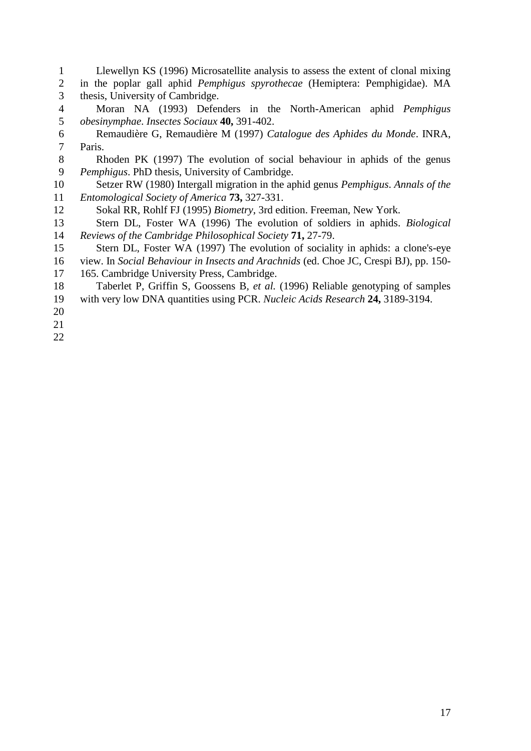Llewellyn KS (1996) Microsatellite analysis to assess the extent of clonal mixing in the poplar gall aphid *Pemphigus spyrothecae* (Hemiptera: Pemphigidae). MA thesis, University of Cambridge.

Moran NA (1993) Defenders in the North-American aphid *Pemphigus obesinymphae*. *Insectes Sociaux* **40,** 391-402.

Remaudière G, Remaudière M (1997) *Catalogue des Aphides du Monde*. INRA, Paris.

Rhoden PK (1997) The evolution of social behaviour in aphids of the genus *Pemphigus*. PhD thesis, University of Cambridge.

Setzer RW (1980) Intergall migration in the aphid genus *Pemphigus*. *Annals of the Entomological Society of America* **73,** 327-331.

Sokal RR, Rohlf FJ (1995) *Biometry*, 3rd edition. Freeman, New York.

Stern DL, Foster WA (1996) The evolution of soldiers in aphids. *Biological Reviews of the Cambridge Philosophical Society* **71,** 27-79.

Stern DL, Foster WA (1997) The evolution of sociality in aphids: a clone's-eye view. In *Social Behaviour in Insects and Arachnids* (ed. Choe JC, Crespi BJ), pp. 150-165. Cambridge University Press, Cambridge.

Taberlet P, Griffin S, Goossens B, *et al.* (1996) Reliable genotyping of samples with very low DNA quantities using PCR. *Nucleic Acids Research* **24,** 3189-3194.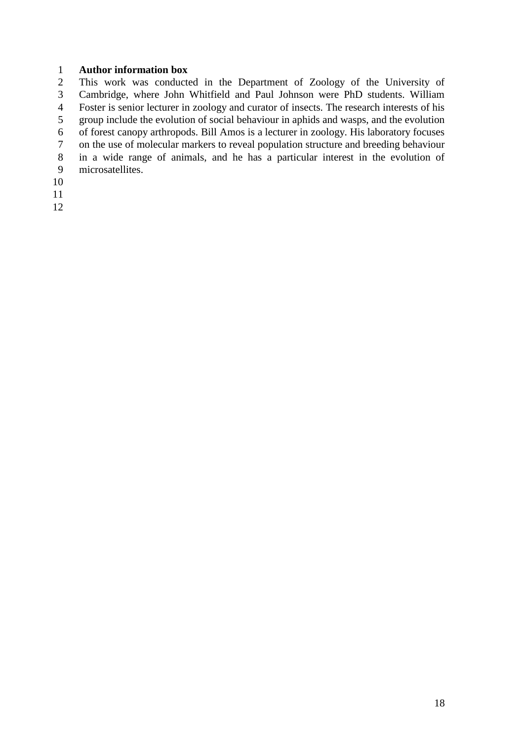**Author information box**

This work was conducted in the Department of Zoology of the University of Cambridge, where John Whitfield and Paul Johnson were PhD students. William Foster is senior lecturer in zoology and curator of insects. The research interests of his group include the evolution of social behaviour in aphids and wasps, and the evolution of forest canopy arthropods. Bill Amos is a lecturer in zoology. His laboratory focuses on the use of molecular markers to reveal population structure and breeding behaviour in a wide range of animals, and he has a particular interest in the evolution of microsatellites.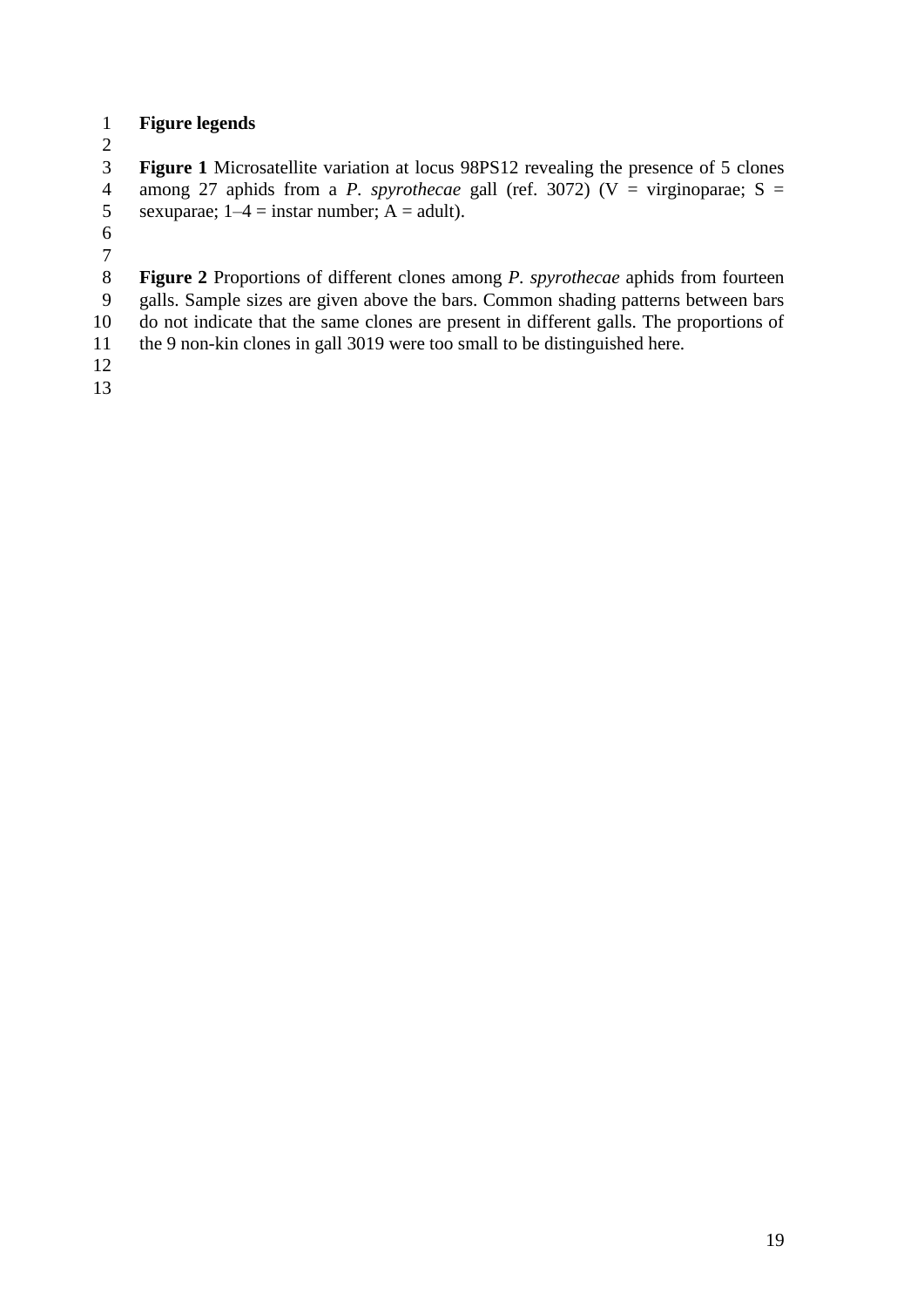# Figure legends

**Figure 1** Microsatellite variation at locus 98PS12 revealing the presence of 5 clones among 27 aphids from a *P. spyrothecae* gall (ref. 3072) (V = virginoparae; S = sexuparae; 1–4 = instar number; A = adult).

**Figure 2** Proportions of different clones among *P. spyrothecae* aphids from fourteen galls. Sample sizes are given above the bars. Common shading patterns between bars do not indicate that the same clones are present in different galls. The proportions of the 9 non-kin clones in gall 3019 were too small to be distinguished here.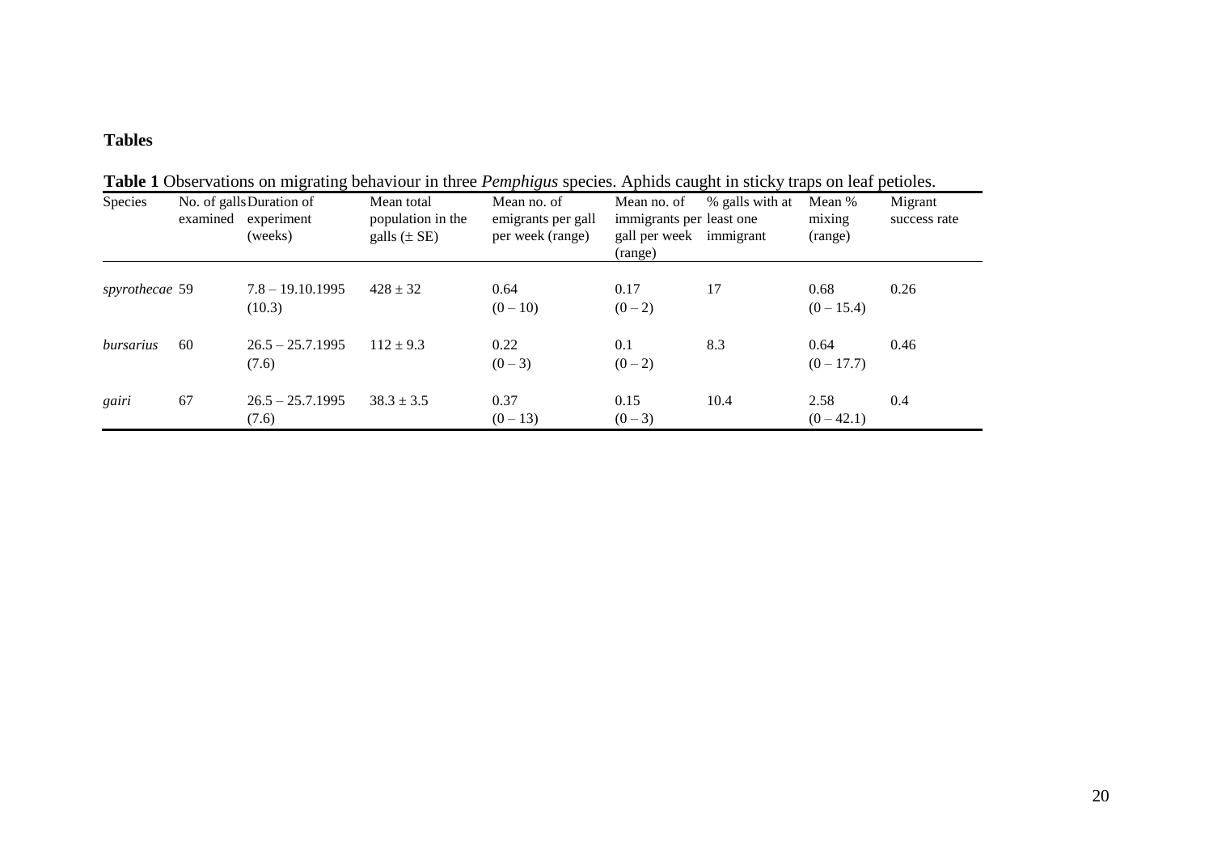**Tables**

**Table 1** Observations on migrating behaviour in three *Pemphigus* species. Aphids caught in sticky traps on leaf petioles.

| Species | No. of galls examined | Duration of experiment (weeks) | Mean total population in the galls (± SE) | Mean no. of emigrants per gall per week (range) | Mean no. of immigrants per gall per week (range) | % galls with at least one immigrant | Mean % mixing (range) | Migrant success rate |
|---|---|---|---|---|---|---|---|---|
| *spyrothecae* | 59 | 7.8 – 19.10.1995 (10.3) | 428 ± 32 | 0.64 (0 – 10) | 0.17 (0 – 2) | 17 | 0.68 (0 – 15.4) | 0.26 |
| *bursarius* | 60 | 26.5 – 25.7.1995 (7.6) | 112 ± 9.3 | 0.22 (0 – 3) | 0.1 (0 – 2) | 8.3 | 0.64 (0 – 17.7) | 0.46 |
| *gairi* | 67 | 26.5 – 25.7.1995 (7.6) | 38.3 ± 3.5 | 0.37 (0 – 13) | 0.15 (0 – 3) | 10.4 | 2.58 (0 – 42.1) | 0.4 |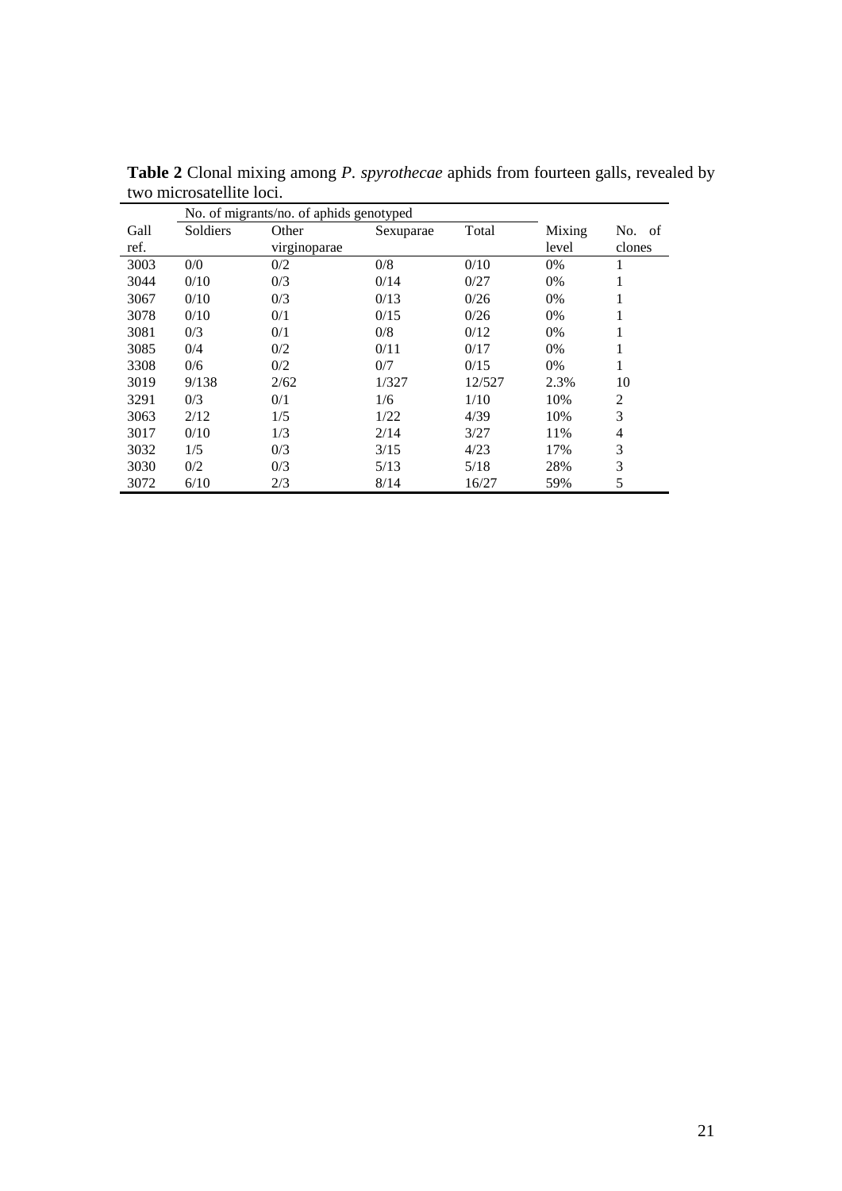**Table 2** Clonal mixing among *P. spyrothecae* aphids from fourteen galls, revealed by two microsatellite loci.

| | No. of migrants/no. of aphids genotyped | | | | | |
|---|---|---|---|---|---|---|
| Gall ref. | Soldiers | Other virginoparae | Sexuparae | Total | Mixing level | No. of clones |
| 3003 | 0/0 | 0/2 | 0/8 | 0/10 | 0% | 1 |
| 3044 | 0/10 | 0/3 | 0/14 | 0/27 | 0% | 1 |
| 3067 | 0/10 | 0/3 | 0/13 | 0/26 | 0% | 1 |
| 3078 | 0/10 | 0/1 | 0/15 | 0/26 | 0% | 1 |
| 3081 | 0/3 | 0/1 | 0/8 | 0/12 | 0% | 1 |
| 3085 | 0/4 | 0/2 | 0/11 | 0/17 | 0% | 1 |
| 3308 | 0/6 | 0/2 | 0/7 | 0/15 | 0% | 1 |
| 3019 | 9/138 | 2/62 | 1/327 | 12/527 | 2.3% | 10 |
| 3291 | 0/3 | 0/1 | 1/6 | 1/10 | 10% | 2 |
| 3063 | 2/12 | 1/5 | 1/22 | 4/39 | 10% | 3 |
| 3017 | 0/10 | 1/3 | 2/14 | 3/27 | 11% | 4 |
| 3032 | 1/5 | 0/3 | 3/15 | 4/23 | 17% | 3 |
| 3030 | 0/2 | 0/3 | 5/13 | 5/18 | 28% | 3 |
| 3072 | 6/10 | 2/3 | 8/14 | 16/27 | 59% | 5 |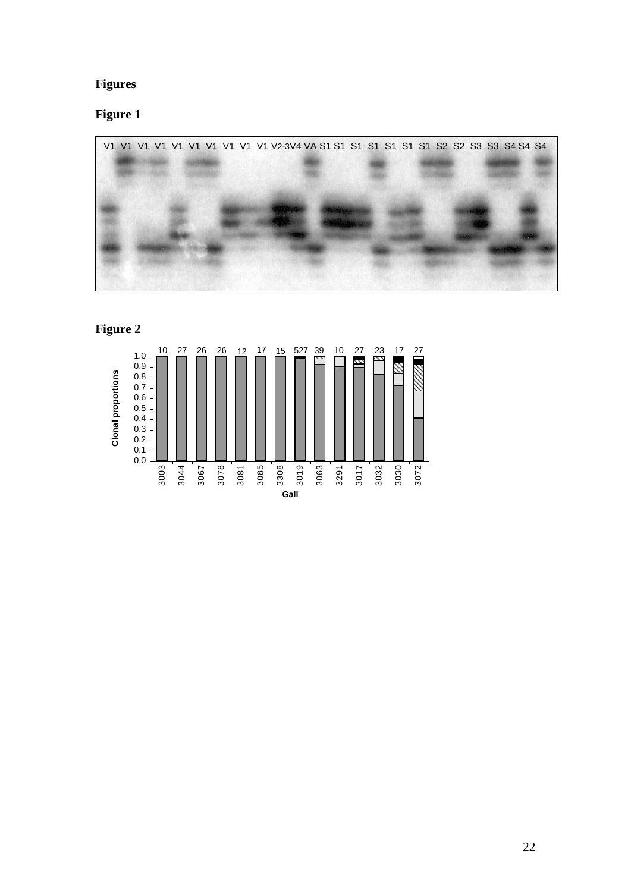# Figures

## Figure 1

V1 V1 V1 V1 V1 V1 V1 V1 V1 V1 V2-3 V4 VA S1 S1 S1 S1 S1 S1 S1 S2 S2 S3 S3 S4 S4 S4

## Figure 2

10 27 26 26 12 17 15 527 39 10 27 23 17 27

1.0
0.9
0.8
0.7
0.6
0.5
0.4
0.3
0.2
0.1
0.0

Clonal proportions

3003 3044 3067 3078 3081 3085 3308 3019 3063 3291 3017 3032 3030 3072

Gall